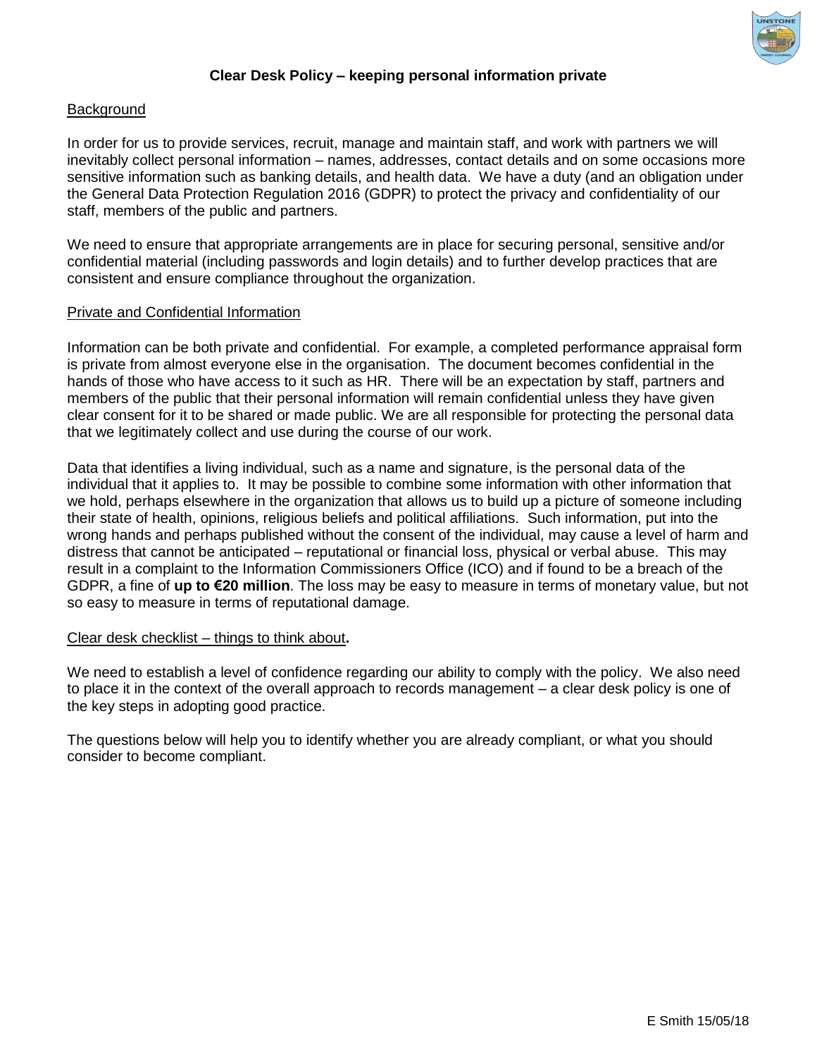# Clear Desk Policy – keeping personal information private

## Background

In order for us to provide services, recruit, manage and maintain staff, and work with partners we will inevitably collect personal information – names, addresses, contact details and on some occasions more sensitive information such as banking details, and health data. We have a duty (and an obligation under the General Data Protection Regulation 2016 (GDPR) to protect the privacy and confidentiality of our staff, members of the public and partners.

We need to ensure that appropriate arrangements are in place for securing personal, sensitive and/or confidential material (including passwords and login details) and to further develop practices that are consistent and ensure compliance throughout the organization.

## Private and Confidential Information

Information can be both private and confidential. For example, a completed performance appraisal form is private from almost everyone else in the organisation. The document becomes confidential in the hands of those who have access to it such as HR. There will be an expectation by staff, partners and members of the public that their personal information will remain confidential unless they have given clear consent for it to be shared or made public. We are all responsible for protecting the personal data that we legitimately collect and use during the course of our work.

Data that identifies a living individual, such as a name and signature, is the personal data of the individual that it applies to. It may be possible to combine some information with other information that we hold, perhaps elsewhere in the organization that allows us to build up a picture of someone including their state of health, opinions, religious beliefs and political affiliations. Such information, put into the wrong hands and perhaps published without the consent of the individual, may cause a level of harm and distress that cannot be anticipated – reputational or financial loss, physical or verbal abuse. This may result in a complaint to the Information Commissioners Office (ICO) and if found to be a breach of the GDPR, a fine of **up to €20 million**. The loss may be easy to measure in terms of monetary value, but not so easy to measure in terms of reputational damage.

## Clear desk checklist – things to think about.

We need to establish a level of confidence regarding our ability to comply with the policy. We also need to place it in the context of the overall approach to records management – a clear desk policy is one of the key steps in adopting good practice.

The questions below will help you to identify whether you are already compliant, or what you should consider to become compliant.

E Smith 15/05/18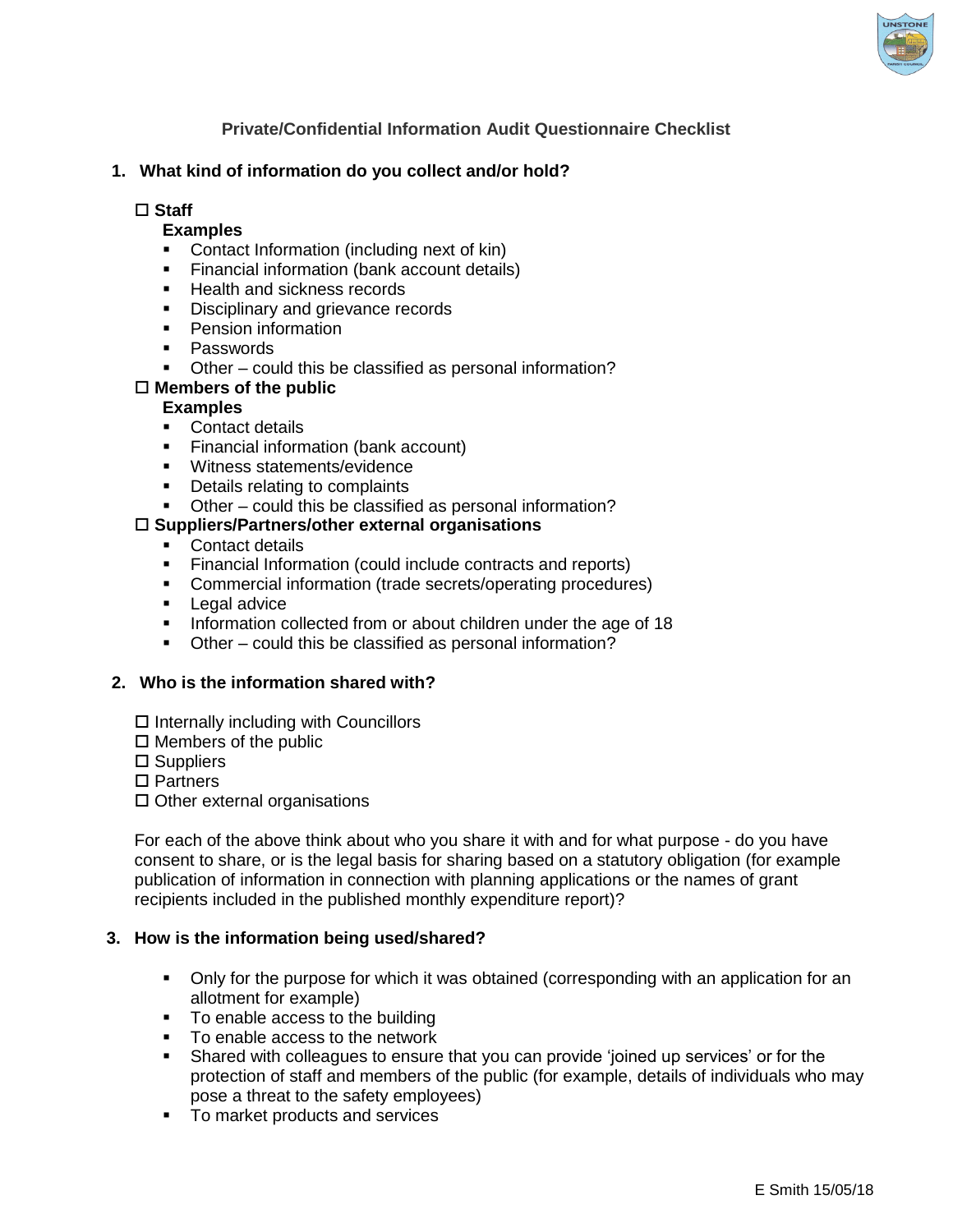## Private/Confidential Information Audit Questionnaire Checklist

### 1. What kind of information do you collect and/or hold?

☐ **Staff**

**Examples**

- Contact Information (including next of kin)
- Financial information (bank account details)
- Health and sickness records
- Disciplinary and grievance records
- Pension information
- Passwords
- Other – could this be classified as personal information?

☐ **Members of the public**

**Examples**

- Contact details
- Financial information (bank account)
- Witness statements/evidence
- Details relating to complaints
- Other – could this be classified as personal information?

☐ **Suppliers/Partners/other external organisations**

- Contact details
- Financial Information (could include contracts and reports)
- Commercial information (trade secrets/operating procedures)
- Legal advice
- Information collected from or about children under the age of 18
- Other – could this be classified as personal information?

### 2. Who is the information shared with?

☐ Internally including with Councillors
☐ Members of the public
☐ Suppliers
☐ Partners
☐ Other external organisations

For each of the above think about who you share it with and for what purpose - do you have consent to share, or is the legal basis for sharing based on a statutory obligation (for example publication of information in connection with planning applications or the names of grant recipients included in the published monthly expenditure report)?

### 3. How is the information being used/shared?

- Only for the purpose for which it was obtained (corresponding with an application for an allotment for example)
- To enable access to the building
- To enable access to the network
- Shared with colleagues to ensure that you can provide 'joined up services' or for the protection of staff and members of the public (for example, details of individuals who may pose a threat to the safety employees)
- To market products and services

E Smith 15/05/18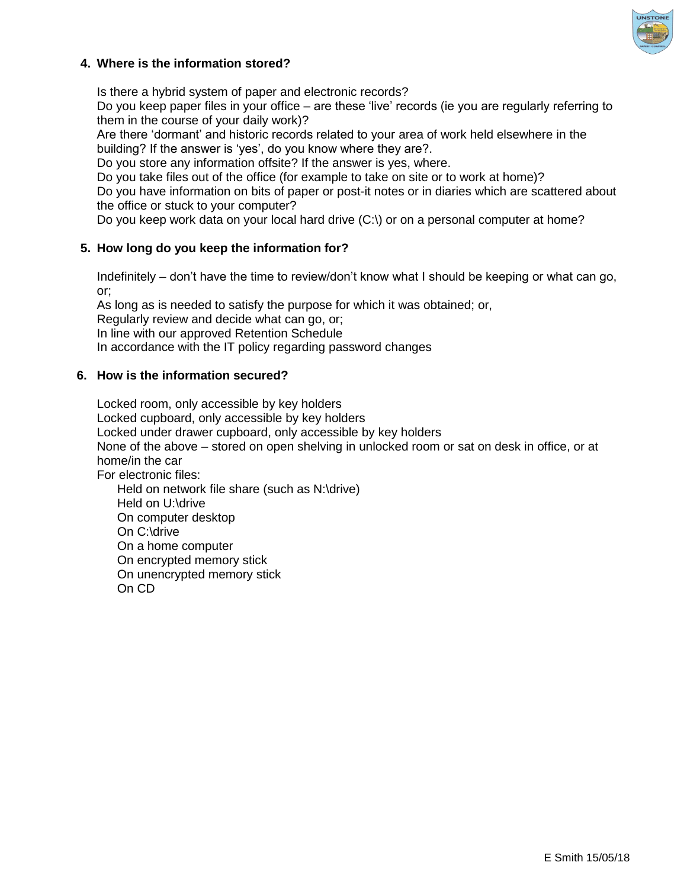## 4. Where is the information stored?

Is there a hybrid system of paper and electronic records?
Do you keep paper files in your office – are these 'live' records (ie you are regularly referring to them in the course of your daily work)?
Are there 'dormant' and historic records related to your area of work held elsewhere in the building? If the answer is 'yes', do you know where they are?.
Do you store any information offsite? If the answer is yes, where.
Do you take files out of the office (for example to take on site or to work at home)?
Do you have information on bits of paper or post-it notes or in diaries which are scattered about the office or stuck to your computer?
Do you keep work data on your local hard drive (C:\) or on a personal computer at home?

## 5. How long do you keep the information for?

Indefinitely – don't have the time to review/don't know what I should be keeping or what can go, or;
As long as is needed to satisfy the purpose for which it was obtained; or,
Regularly review and decide what can go, or;
In line with our approved Retention Schedule
In accordance with the IT policy regarding password changes

## 6. How is the information secured?

Locked room, only accessible by key holders
Locked cupboard, only accessible by key holders
Locked under drawer cupboard, only accessible by key holders
None of the above – stored on open shelving in unlocked room or sat on desk in office, or at home/in the car
For electronic files:

- Held on network file share (such as N:\drive)
- Held on U:\drive
- On computer desktop
- On C:\drive
- On a home computer
- On encrypted memory stick
- On unencrypted memory stick
- On CD

E Smith 15/05/18